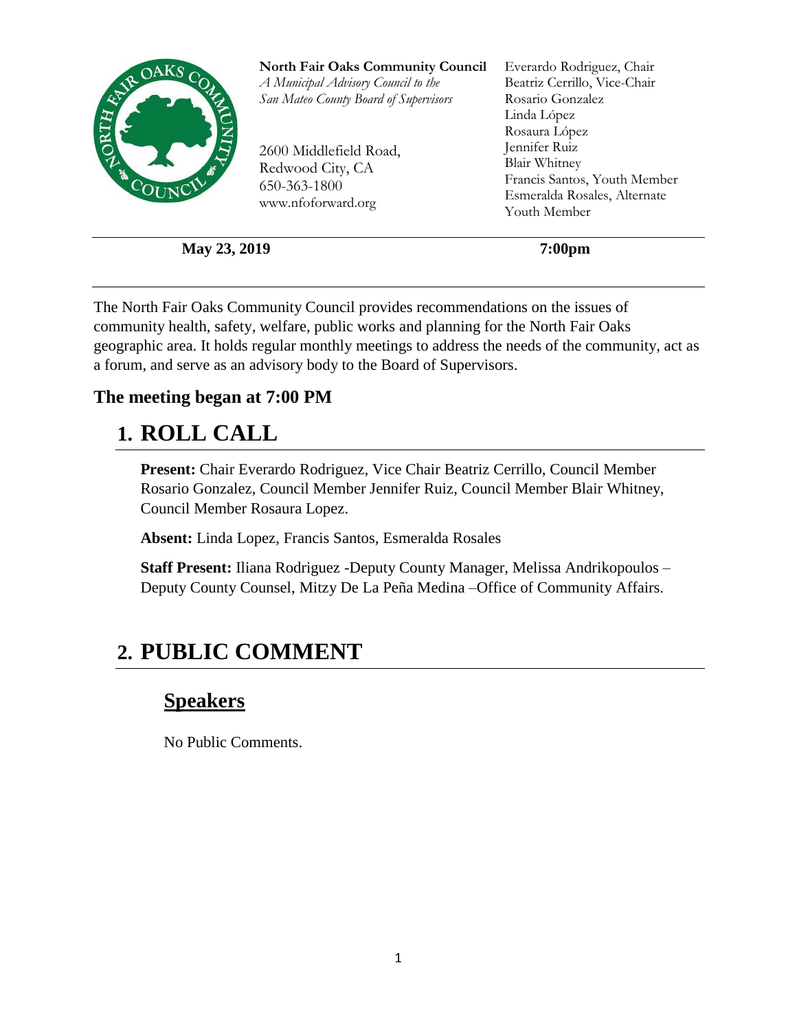**North Fair Oaks Community Council**
*A Municipal Advisory Council to the San Mateo County Board of Supervisors*

2600 Middlefield Road,
Redwood City, CA
650-363-1800
www.nfoforward.org

Everardo Rodriguez, Chair
Beatriz Cerrillo, Vice-Chair
Rosario Gonzalez
Linda López
Rosaura López
Jennifer Ruiz
Blair Whitney
Francis Santos, Youth Member
Esmeralda Rosales, Alternate Youth Member

**May 23, 2019** **7:00pm**

The North Fair Oaks Community Council provides recommendations on the issues of community health, safety, welfare, public works and planning for the North Fair Oaks geographic area. It holds regular monthly meetings to address the needs of the community, act as a forum, and serve as an advisory body to the Board of Supervisors.

### The meeting began at 7:00 PM

# 1. ROLL CALL

**Present:** Chair Everardo Rodriguez, Vice Chair Beatriz Cerrillo, Council Member Rosario Gonzalez, Council Member Jennifer Ruiz, Council Member Blair Whitney, Council Member Rosaura Lopez.

**Absent:** Linda Lopez, Francis Santos, Esmeralda Rosales

**Staff Present:** Iliana Rodriguez -Deputy County Manager, Melissa Andrikopoulos – Deputy County Counsel, Mitzy De La Peña Medina –Office of Community Affairs.

# 2. PUBLIC COMMENT

## Speakers

No Public Comments.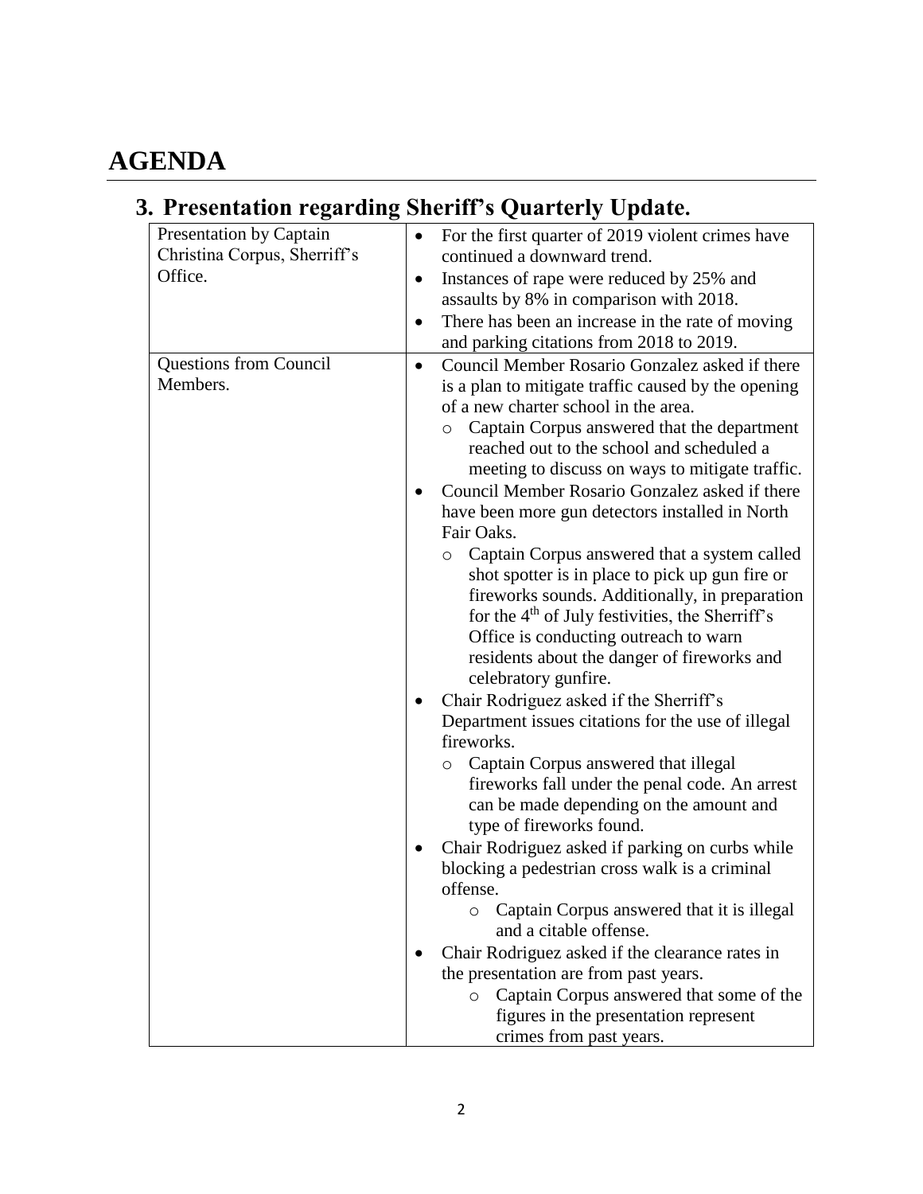# AGENDA

## 3. Presentation regarding Sheriff's Quarterly Update.

| | |
|---|---|
| Presentation by Captain Christina Corpus, Sherriff's Office. | • For the first quarter of 2019 violent crimes have continued a downward trend.<br>• Instances of rape were reduced by 25% and assaults by 8% in comparison with 2018.<br>• There has been an increase in the rate of moving and parking citations from 2018 to 2019. |
| Questions from Council Members. | • Council Member Rosario Gonzalez asked if there is a plan to mitigate traffic caused by the opening of a new charter school in the area.<br>&nbsp;&nbsp;&nbsp;&nbsp;o Captain Corpus answered that the department reached out to the school and scheduled a meeting to discuss on ways to mitigate traffic.<br>• Council Member Rosario Gonzalez asked if there have been more gun detectors installed in North Fair Oaks.<br>&nbsp;&nbsp;&nbsp;&nbsp;o Captain Corpus answered that a system called shot spotter is in place to pick up gun fire or fireworks sounds. Additionally, in preparation for the 4th of July festivities, the Sherriff's Office is conducting outreach to warn residents about the danger of fireworks and celebratory gunfire.<br>• Chair Rodriguez asked if the Sherriff's Department issues citations for the use of illegal fireworks.<br>&nbsp;&nbsp;&nbsp;&nbsp;o Captain Corpus answered that illegal fireworks fall under the penal code. An arrest can be made depending on the amount and type of fireworks found.<br>• Chair Rodriguez asked if parking on curbs while blocking a pedestrian cross walk is a criminal offense.<br>&nbsp;&nbsp;&nbsp;&nbsp;o Captain Corpus answered that it is illegal and a citable offense.<br>• Chair Rodriguez asked if the clearance rates in the presentation are from past years.<br>&nbsp;&nbsp;&nbsp;&nbsp;o Captain Corpus answered that some of the figures in the presentation represent crimes from past years. |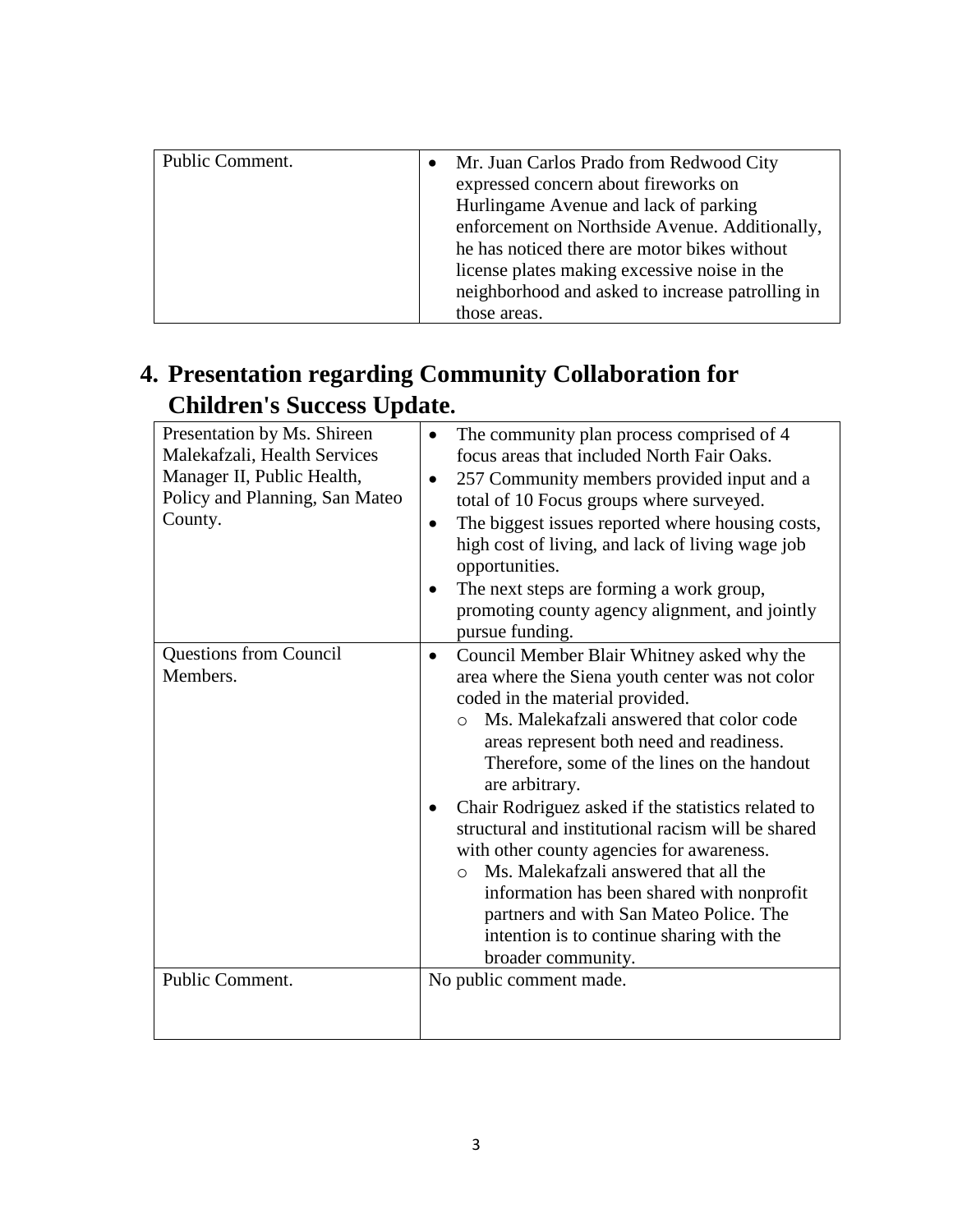| | |
|---|---|
| Public Comment. | • Mr. Juan Carlos Prado from Redwood City expressed concern about fireworks on Hurlingame Avenue and lack of parking enforcement on Northside Avenue. Additionally, he has noticed there are motor bikes without license plates making excessive noise in the neighborhood and asked to increase patrolling in those areas. |

## 4. Presentation regarding Community Collaboration for Children's Success Update.

| | |
|---|---|
| Presentation by Ms. Shireen Malekafzali, Health Services Manager II, Public Health, Policy and Planning, San Mateo County. | • The community plan process comprised of 4 focus areas that included North Fair Oaks.<br>• 257 Community members provided input and a total of 10 Focus groups where surveyed.<br>• The biggest issues reported where housing costs, high cost of living, and lack of living wage job opportunities.<br>• The next steps are forming a work group, promoting county agency alignment, and jointly pursue funding. |
| Questions from Council Members. | • Council Member Blair Whitney asked why the area where the Siena youth center was not color coded in the material provided.<br>  ○ Ms. Malekafzali answered that color code areas represent both need and readiness. Therefore, some of the lines on the handout are arbitrary.<br>• Chair Rodriguez asked if the statistics related to structural and institutional racism will be shared with other county agencies for awareness.<br>  ○ Ms. Malekafzali answered that all the information has been shared with nonprofit partners and with San Mateo Police. The intention is to continue sharing with the broader community. |
| Public Comment. | No public comment made. |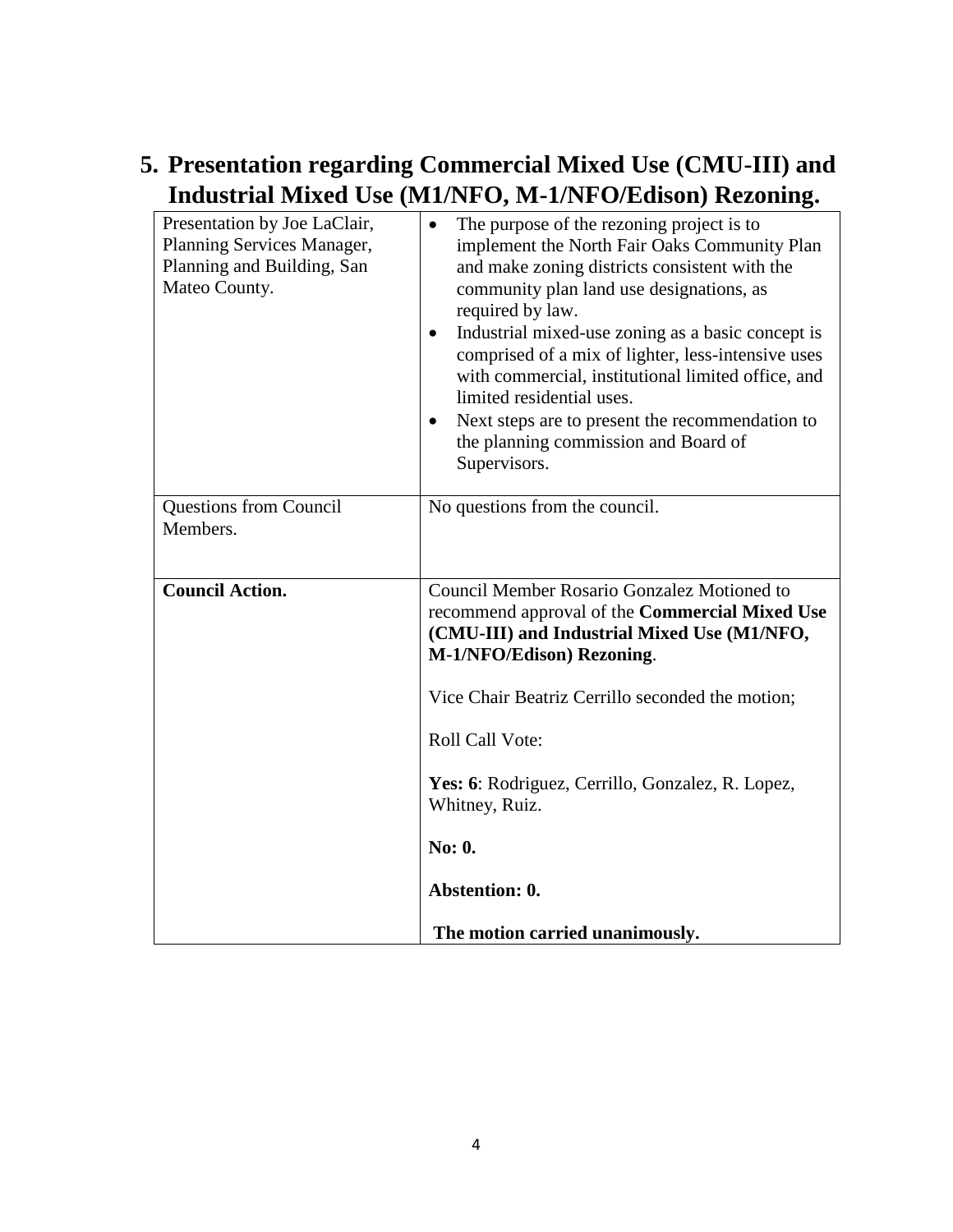## 5. Presentation regarding Commercial Mixed Use (CMU-III) and Industrial Mixed Use (M1/NFO, M-1/NFO/Edison) Rezoning.

| | |
|---|---|
| Presentation by Joe LaClair, Planning Services Manager, Planning and Building, San Mateo County. | • The purpose of the rezoning project is to implement the North Fair Oaks Community Plan and make zoning districts consistent with the community plan land use designations, as required by law.<br>• Industrial mixed-use zoning as a basic concept is comprised of a mix of lighter, less-intensive uses with commercial, institutional limited office, and limited residential uses.<br>• Next steps are to present the recommendation to the planning commission and Board of Supervisors. |
| Questions from Council Members. | No questions from the council. |
| **Council Action.** | Council Member Rosario Gonzalez Motioned to recommend approval of the **Commercial Mixed Use (CMU-III) and Industrial Mixed Use (M1/NFO, M-1/NFO/Edison) Rezoning**.<br><br>Vice Chair Beatriz Cerrillo seconded the motion;<br><br>Roll Call Vote:<br><br>**Yes: 6**: Rodriguez, Cerrillo, Gonzalez, R. Lopez, Whitney, Ruiz.<br><br>**No: 0.**<br><br>**Abstention: 0.**<br><br>**The motion carried unanimously.** |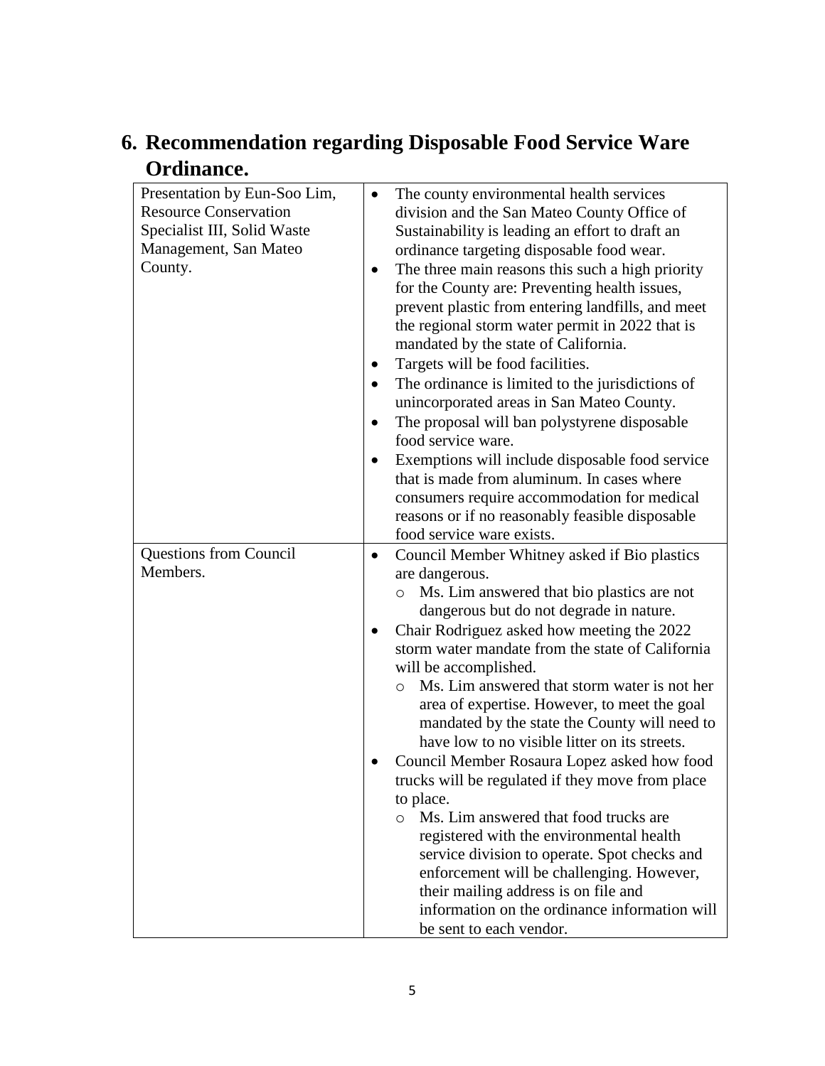## 6. Recommendation regarding Disposable Food Service Ware Ordinance.

| | |
|---|---|
| Presentation by Eun-Soo Lim, Resource Conservation Specialist III, Solid Waste Management, San Mateo County. | • The county environmental health services division and the San Mateo County Office of Sustainability is leading an effort to draft an ordinance targeting disposable food wear.<br>• The three main reasons this such a high priority for the County are: Preventing health issues, prevent plastic from entering landfills, and meet the regional storm water permit in 2022 that is mandated by the state of California.<br>• Targets will be food facilities.<br>• The ordinance is limited to the jurisdictions of unincorporated areas in San Mateo County.<br>• The proposal will ban polystyrene disposable food service ware.<br>• Exemptions will include disposable food service that is made from aluminum. In cases where consumers require accommodation for medical reasons or if no reasonably feasible disposable food service ware exists. |
| Questions from Council Members. | • Council Member Whitney asked if Bio plastics are dangerous.<br>  ○ Ms. Lim answered that bio plastics are not dangerous but do not degrade in nature.<br>• Chair Rodriguez asked how meeting the 2022 storm water mandate from the state of California will be accomplished.<br>  ○ Ms. Lim answered that storm water is not her area of expertise. However, to meet the goal mandated by the state the County will need to have low to no visible litter on its streets.<br>• Council Member Rosaura Lopez asked how food trucks will be regulated if they move from place to place.<br>  ○ Ms. Lim answered that food trucks are registered with the environmental health service division to operate. Spot checks and enforcement will be challenging. However, their mailing address is on file and information on the ordinance information will be sent to each vendor. |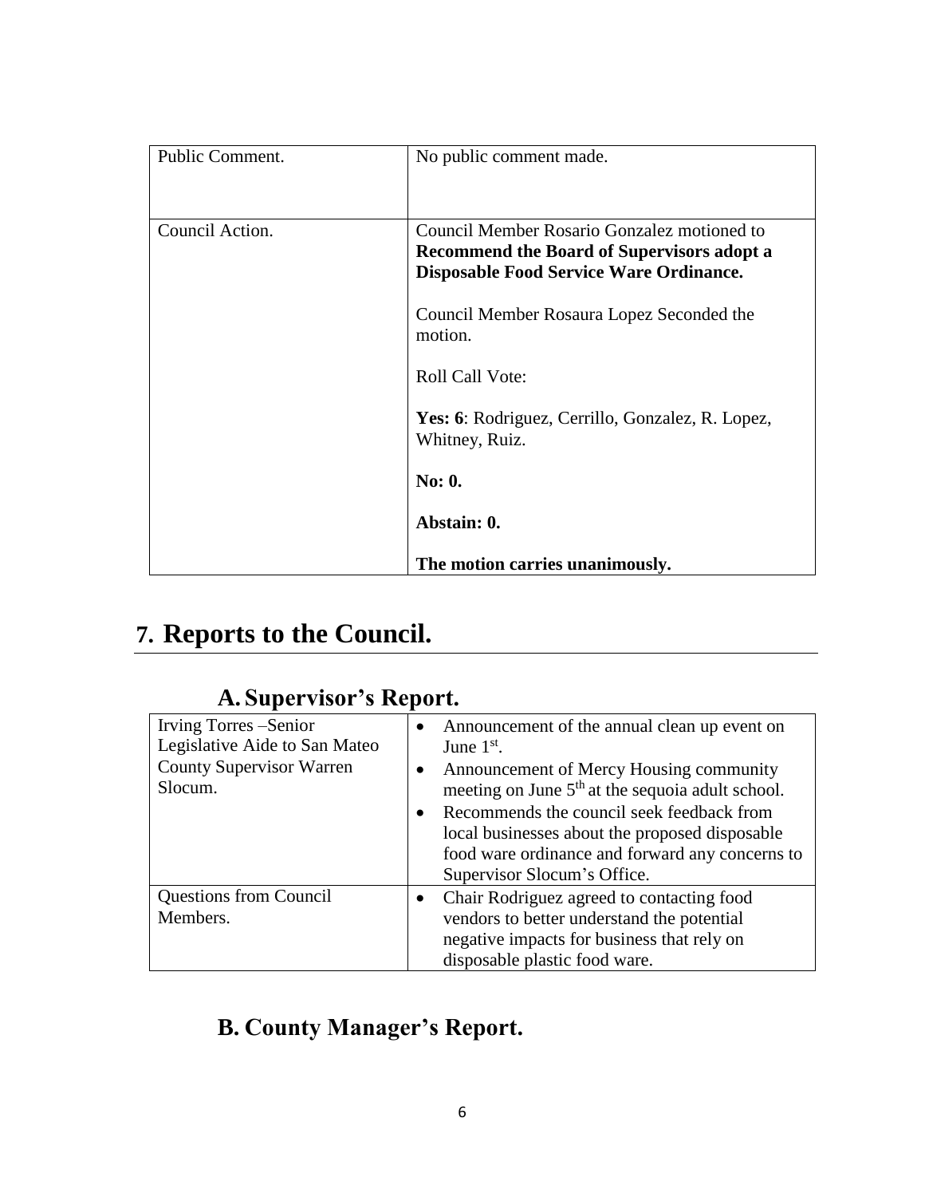| Public Comment. | No public comment made. |
|---|---|
| Council Action. | Council Member Rosario Gonzalez motioned to **Recommend the Board of Supervisors adopt a Disposable Food Service Ware Ordinance.**<br><br>Council Member Rosaura Lopez Seconded the motion.<br><br>Roll Call Vote:<br><br>**Yes: 6**: Rodriguez, Cerrillo, Gonzalez, R. Lopez, Whitney, Ruiz.<br><br>**No: 0.**<br><br>**Abstain: 0.**<br><br>**The motion carries unanimously.** |

# 7. Reports to the Council.

## A. Supervisor's Report.

| Irving Torres –Senior Legislative Aide to San Mateo County Supervisor Warren Slocum. | • Announcement of the annual clean up event on June 1st.<br>• Announcement of Mercy Housing community meeting on June 5th at the sequoia adult school.<br>• Recommends the council seek feedback from local businesses about the proposed disposable food ware ordinance and forward any concerns to Supervisor Slocum's Office. |
|---|---|
| Questions from Council Members. | • Chair Rodriguez agreed to contacting food vendors to better understand the potential negative impacts for business that rely on disposable plastic food ware. |

## B. County Manager's Report.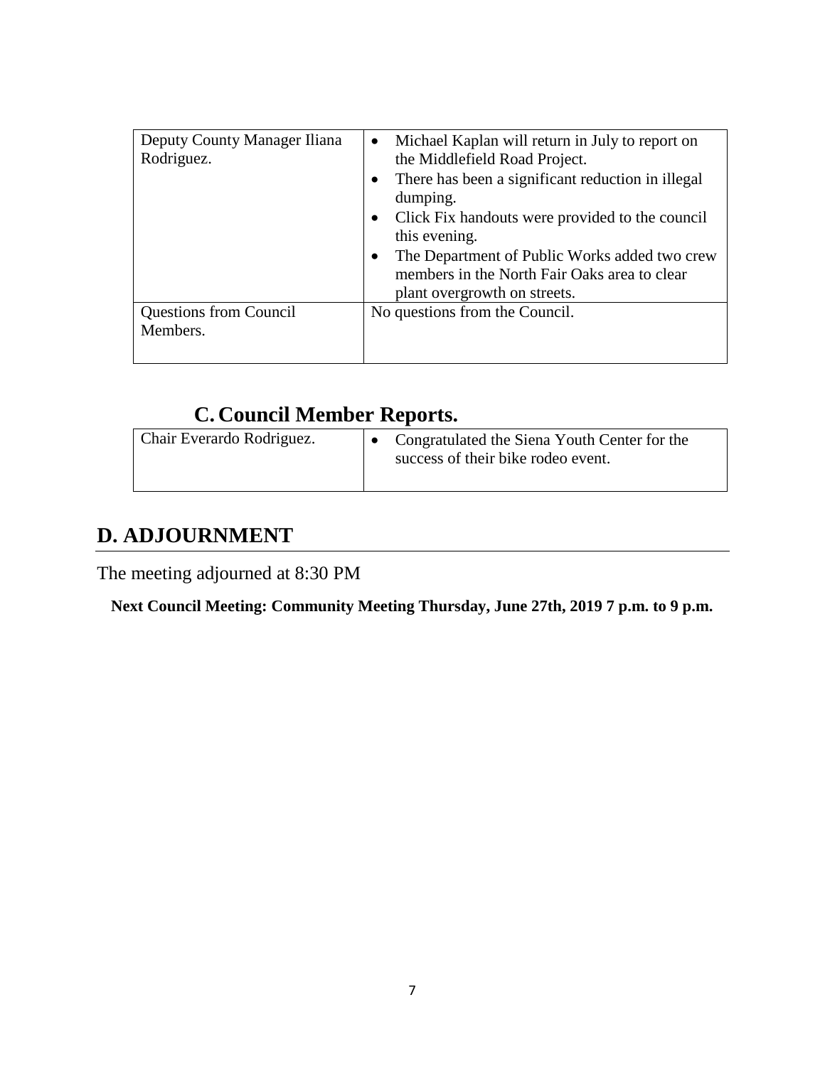| | |
|---|---|
| Deputy County Manager Iliana Rodriguez. | • Michael Kaplan will return in July to report on the Middlefield Road Project.<br>• There has been a significant reduction in illegal dumping.<br>• Click Fix handouts were provided to the council this evening.<br>• The Department of Public Works added two crew members in the North Fair Oaks area to clear plant overgrowth on streets. |
| Questions from Council Members. | No questions from the Council. |

### C. Council Member Reports.

| | |
|---|---|
| Chair Everardo Rodriguez. | • Congratulated the Siena Youth Center for the success of their bike rodeo event. |

## D. ADJOURNMENT

The meeting adjourned at 8:30 PM

**Next Council Meeting: Community Meeting Thursday, June 27th, 2019 7 p.m. to 9 p.m.**